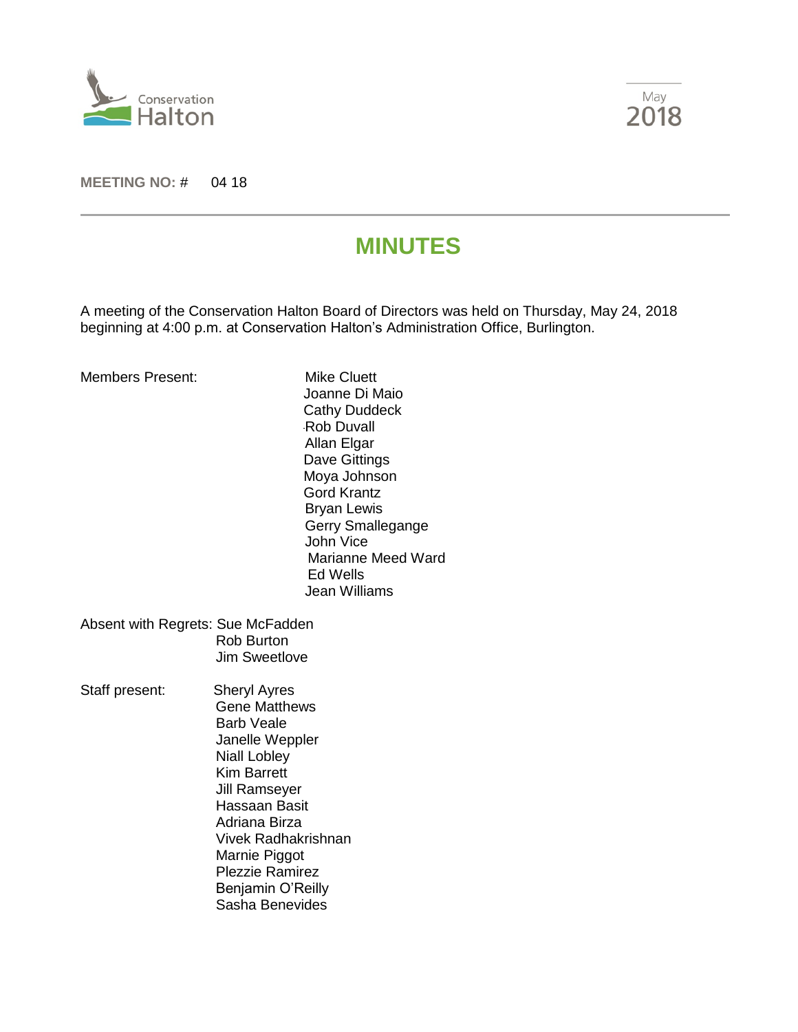Conservation Halton

May 2018

**MEETING NO: #** 04 18

# MINUTES

A meeting of the Conservation Halton Board of Directors was held on Thursday, May 24, 2018 beginning at 4:00 p.m. at Conservation Halton's Administration Office, Burlington.

Members Present:
Mike Cluett
Joanne Di Maio
Cathy Duddeck
Rob Duvall
Allan Elgar
Dave Gittings
Moya Johnson
Gord Krantz
Bryan Lewis
Gerry Smallegange
John Vice
Marianne Meed Ward
Ed Wells
Jean Williams

Absent with Regrets:
Sue McFadden
Rob Burton
Jim Sweetlove

Staff present:
Sheryl Ayres
Gene Matthews
Barb Veale
Janelle Weppler
Niall Lobley
Kim Barrett
Jill Ramseyer
Hassaan Basit
Adriana Birza
Vivek Radhakrishnan
Marnie Piggot
Plezzie Ramirez
Benjamin O'Reilly
Sasha Benevides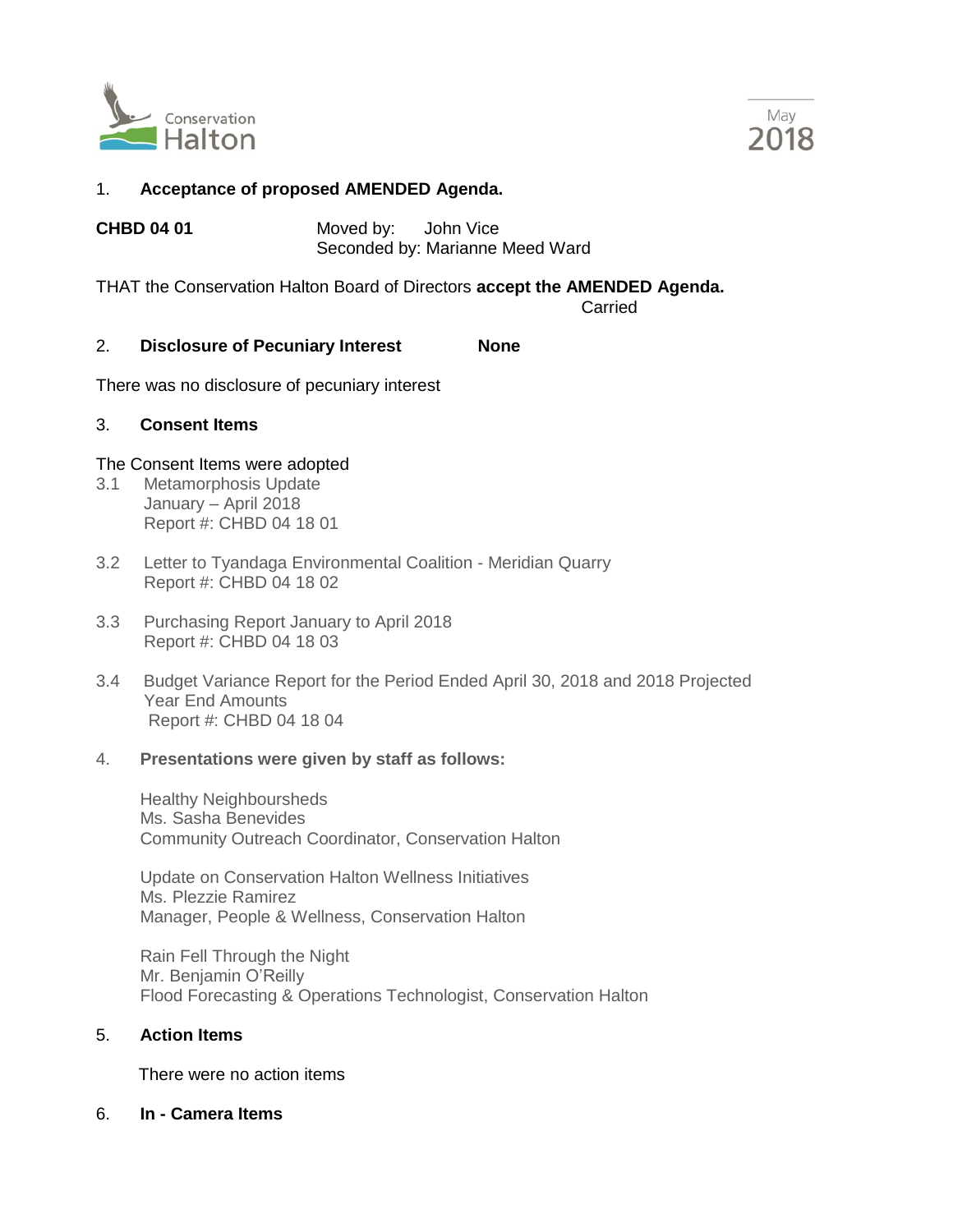1. **Acceptance of proposed AMENDED Agenda.**

**CHBD 04 01** Moved by: John Vice
Seconded by: Marianne Meed Ward

THAT the Conservation Halton Board of Directors **accept the AMENDED Agenda.**

Carried

2. **Disclosure of Pecuniary Interest** **None**

There was no disclosure of pecuniary interest

3. **Consent Items**

The Consent Items were adopted

3.1 Metamorphosis Update
January – April 2018
Report #: CHBD 04 18 01

3.2 Letter to Tyandaga Environmental Coalition - Meridian Quarry
Report #: CHBD 04 18 02

3.3 Purchasing Report January to April 2018
Report #: CHBD 04 18 03

3.4 Budget Variance Report for the Period Ended April 30, 2018 and 2018 Projected Year End Amounts
Report #: CHBD 04 18 04

4. **Presentations were given by staff as follows:**

Healthy Neighboursheds
Ms. Sasha Benevides
Community Outreach Coordinator, Conservation Halton

Update on Conservation Halton Wellness Initiatives
Ms. Plezzie Ramirez
Manager, People & Wellness, Conservation Halton

Rain Fell Through the Night
Mr. Benjamin O'Reilly
Flood Forecasting & Operations Technologist, Conservation Halton

5. **Action Items**

There were no action items

6. **In - Camera Items**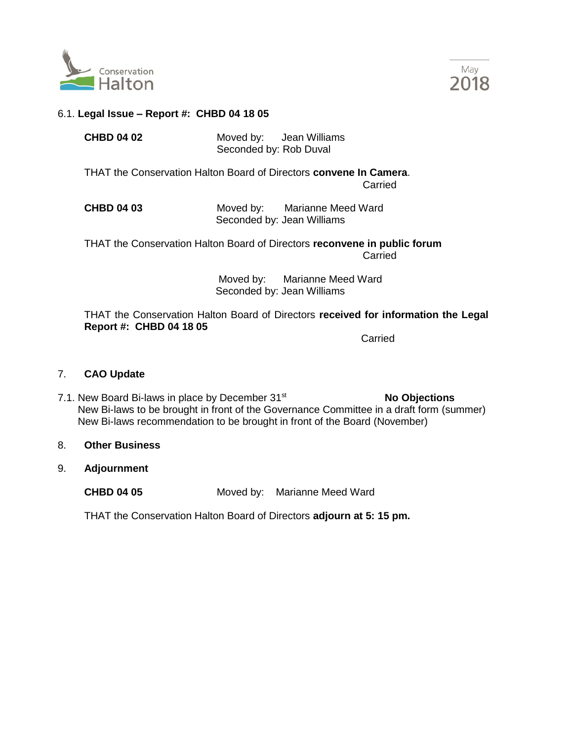6.1. **Legal Issue – Report #: CHBD 04 18 05**

**CHBD 04 02** Moved by: Jean Williams
Seconded by: Rob Duval

THAT the Conservation Halton Board of Directors **convene In Camera**.

Carried

**CHBD 04 03** Moved by: Marianne Meed Ward
Seconded by: Jean Williams

THAT the Conservation Halton Board of Directors **reconvene in public forum**

Carried

Moved by: Marianne Meed Ward
Seconded by: Jean Williams

THAT the Conservation Halton Board of Directors **received for information the Legal Report #: CHBD 04 18 05**

Carried

7. **CAO Update**

7.1. New Board Bi-laws in place by December 31st **No Objections**
New Bi-laws to be brought in front of the Governance Committee in a draft form (summer)
New Bi-laws recommendation to be brought in front of the Board (November)

8. **Other Business**

9. **Adjournment**

**CHBD 04 05** Moved by: Marianne Meed Ward

THAT the Conservation Halton Board of Directors **adjourn at 5: 15 pm.**